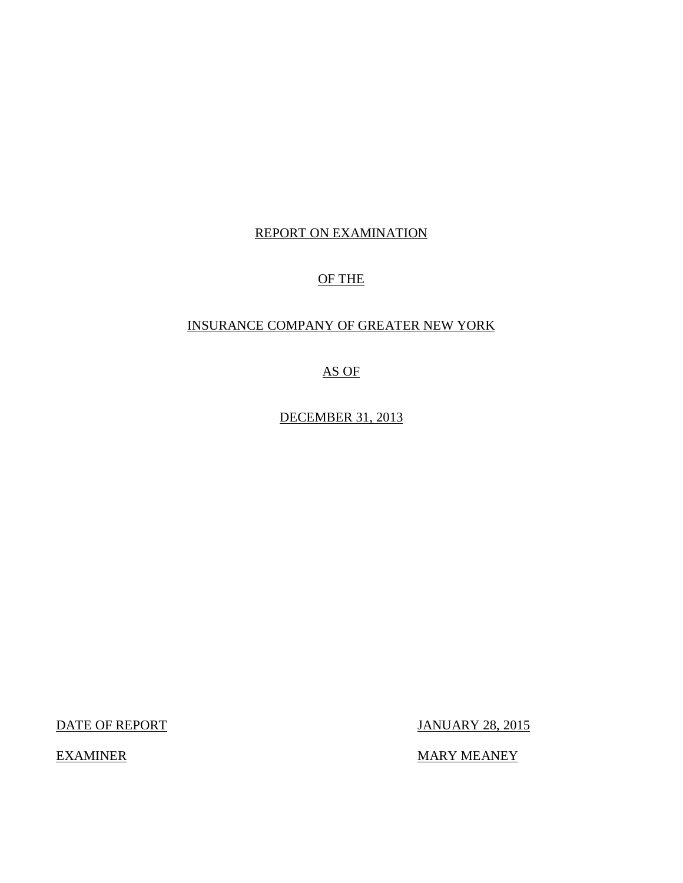# REPORT ON EXAMINATION

# OF THE

# INSURANCE COMPANY OF GREATER NEW YORK

# AS OF

# DECEMBER 31, 2013

| | |
|---|---|
| DATE OF REPORT | JANUARY 28, 2015 |
| EXAMINER | MARY MEANEY |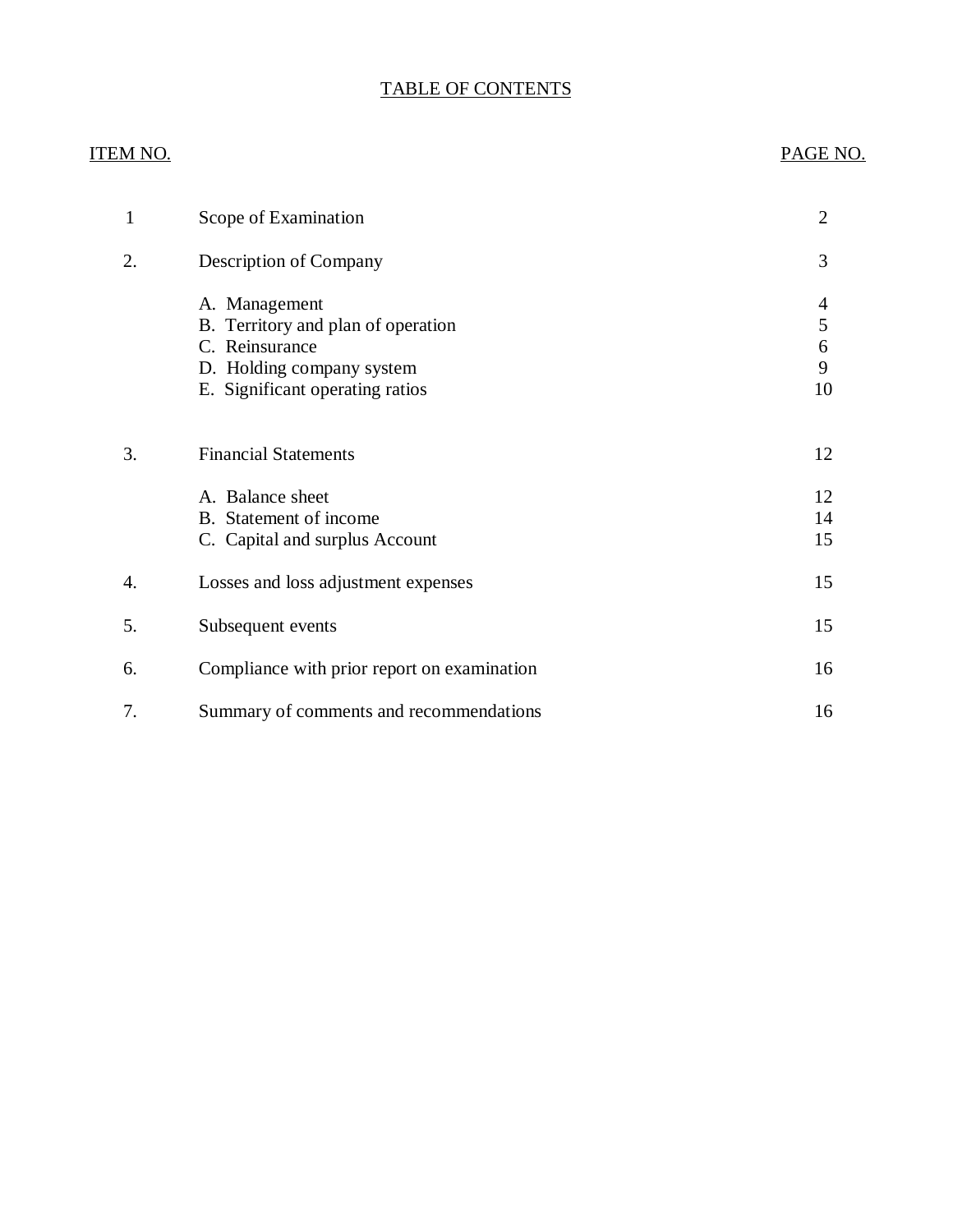# TABLE OF CONTENTS

| ITEM NO. | | PAGE NO. |
|---|---|---|
| 1 | Scope of Examination | 2 |
| 2. | Description of Company | 3 |
| | A. Management | 4 |
| | B. Territory and plan of operation | 5 |
| | C. Reinsurance | 6 |
| | D. Holding company system | 9 |
| | E. Significant operating ratios | 10 |
| 3. | Financial Statements | 12 |
| | A. Balance sheet | 12 |
| | B. Statement of income | 14 |
| | C. Capital and surplus Account | 15 |
| 4. | Losses and loss adjustment expenses | 15 |
| 5. | Subsequent events | 15 |
| 6. | Compliance with prior report on examination | 16 |
| 7. | Summary of comments and recommendations | 16 |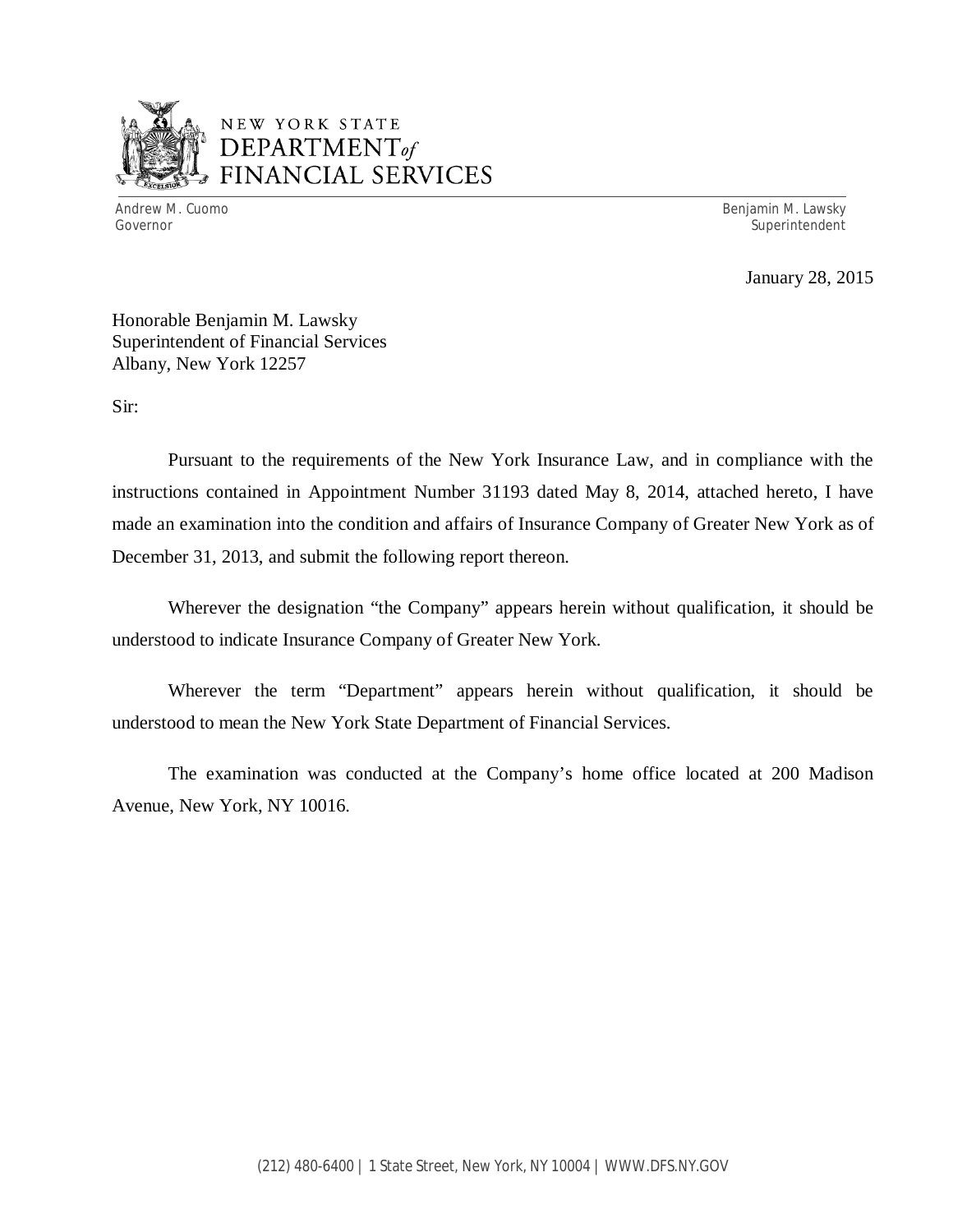NEW YORK STATE
DEPARTMENT *of*
FINANCIAL SERVICES

Andrew M. Cuomo
Governor

Benjamin M. Lawsky
Superintendent

January 28, 2015

Honorable Benjamin M. Lawsky
Superintendent of Financial Services
Albany, New York 12257

Sir:

Pursuant to the requirements of the New York Insurance Law, and in compliance with the instructions contained in Appointment Number 31193 dated May 8, 2014, attached hereto, I have made an examination into the condition and affairs of Insurance Company of Greater New York as of December 31, 2013, and submit the following report thereon.

Wherever the designation "the Company" appears herein without qualification, it should be understood to indicate Insurance Company of Greater New York.

Wherever the term "Department" appears herein without qualification, it should be understood to mean the New York State Department of Financial Services.

The examination was conducted at the Company's home office located at 200 Madison Avenue, New York, NY 10016.

(212) 480-6400 | 1 State Street, New York, NY 10004 | WWW.DFS.NY.GOV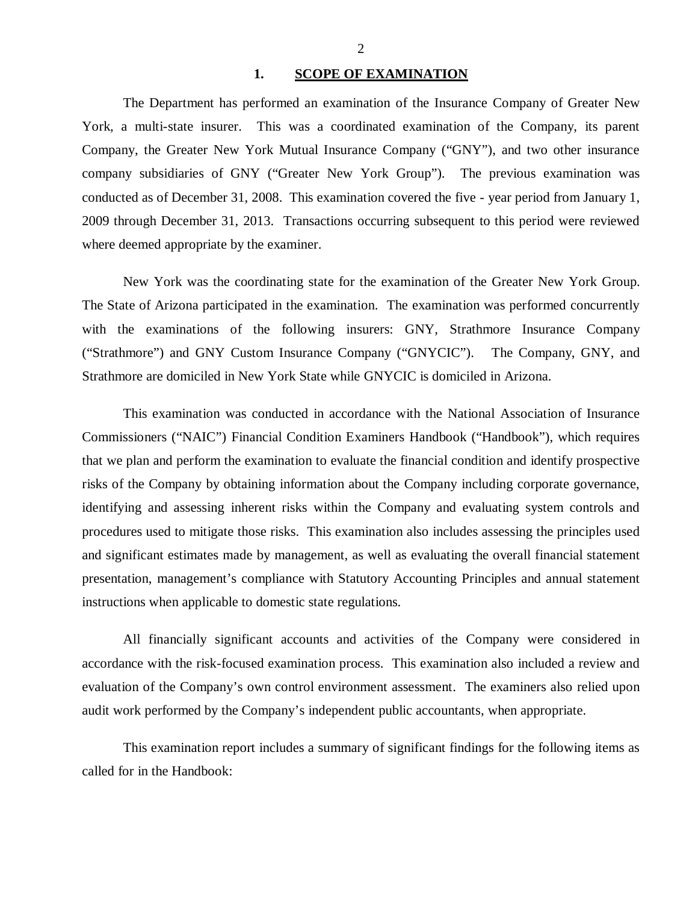## 1. SCOPE OF EXAMINATION

The Department has performed an examination of the Insurance Company of Greater New York, a multi-state insurer. This was a coordinated examination of the Company, its parent Company, the Greater New York Mutual Insurance Company ("GNY"), and two other insurance company subsidiaries of GNY ("Greater New York Group"). The previous examination was conducted as of December 31, 2008. This examination covered the five - year period from January 1, 2009 through December 31, 2013. Transactions occurring subsequent to this period were reviewed where deemed appropriate by the examiner.

New York was the coordinating state for the examination of the Greater New York Group. The State of Arizona participated in the examination. The examination was performed concurrently with the examinations of the following insurers: GNY, Strathmore Insurance Company ("Strathmore") and GNY Custom Insurance Company ("GNYCIC"). The Company, GNY, and Strathmore are domiciled in New York State while GNYCIC is domiciled in Arizona.

This examination was conducted in accordance with the National Association of Insurance Commissioners ("NAIC") Financial Condition Examiners Handbook ("Handbook"), which requires that we plan and perform the examination to evaluate the financial condition and identify prospective risks of the Company by obtaining information about the Company including corporate governance, identifying and assessing inherent risks within the Company and evaluating system controls and procedures used to mitigate those risks. This examination also includes assessing the principles used and significant estimates made by management, as well as evaluating the overall financial statement presentation, management's compliance with Statutory Accounting Principles and annual statement instructions when applicable to domestic state regulations.

All financially significant accounts and activities of the Company were considered in accordance with the risk-focused examination process. This examination also included a review and evaluation of the Company's own control environment assessment. The examiners also relied upon audit work performed by the Company's independent public accountants, when appropriate.

This examination report includes a summary of significant findings for the following items as called for in the Handbook: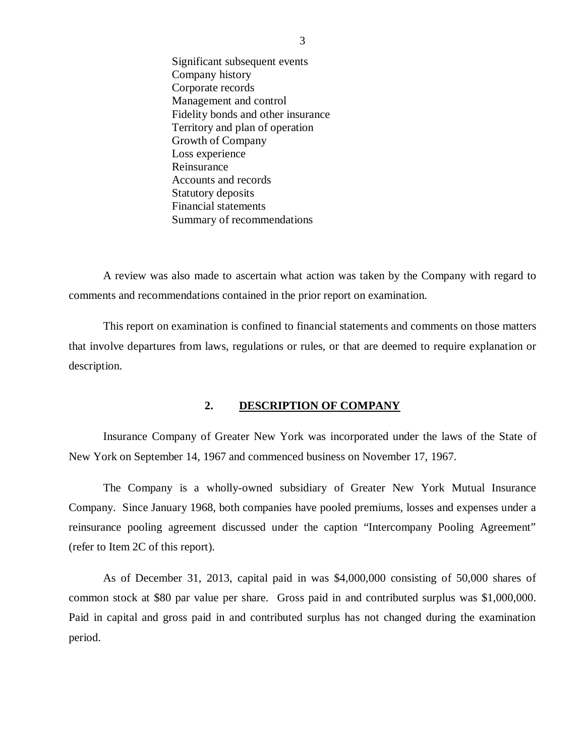- Significant subsequent events
- Company history
- Corporate records
- Management and control
- Fidelity bonds and other insurance
- Territory and plan of operation
- Growth of Company
- Loss experience
- Reinsurance
- Accounts and records
- Statutory deposits
- Financial statements
- Summary of recommendations

A review was also made to ascertain what action was taken by the Company with regard to comments and recommendations contained in the prior report on examination.

This report on examination is confined to financial statements and comments on those matters that involve departures from laws, regulations or rules, or that are deemed to require explanation or description.

## 2. DESCRIPTION OF COMPANY

Insurance Company of Greater New York was incorporated under the laws of the State of New York on September 14, 1967 and commenced business on November 17, 1967.

The Company is a wholly-owned subsidiary of Greater New York Mutual Insurance Company. Since January 1968, both companies have pooled premiums, losses and expenses under a reinsurance pooling agreement discussed under the caption "Intercompany Pooling Agreement" (refer to Item 2C of this report).

As of December 31, 2013, capital paid in was $4,000,000 consisting of 50,000 shares of common stock at $80 par value per share. Gross paid in and contributed surplus was $1,000,000. Paid in capital and gross paid in and contributed surplus has not changed during the examination period.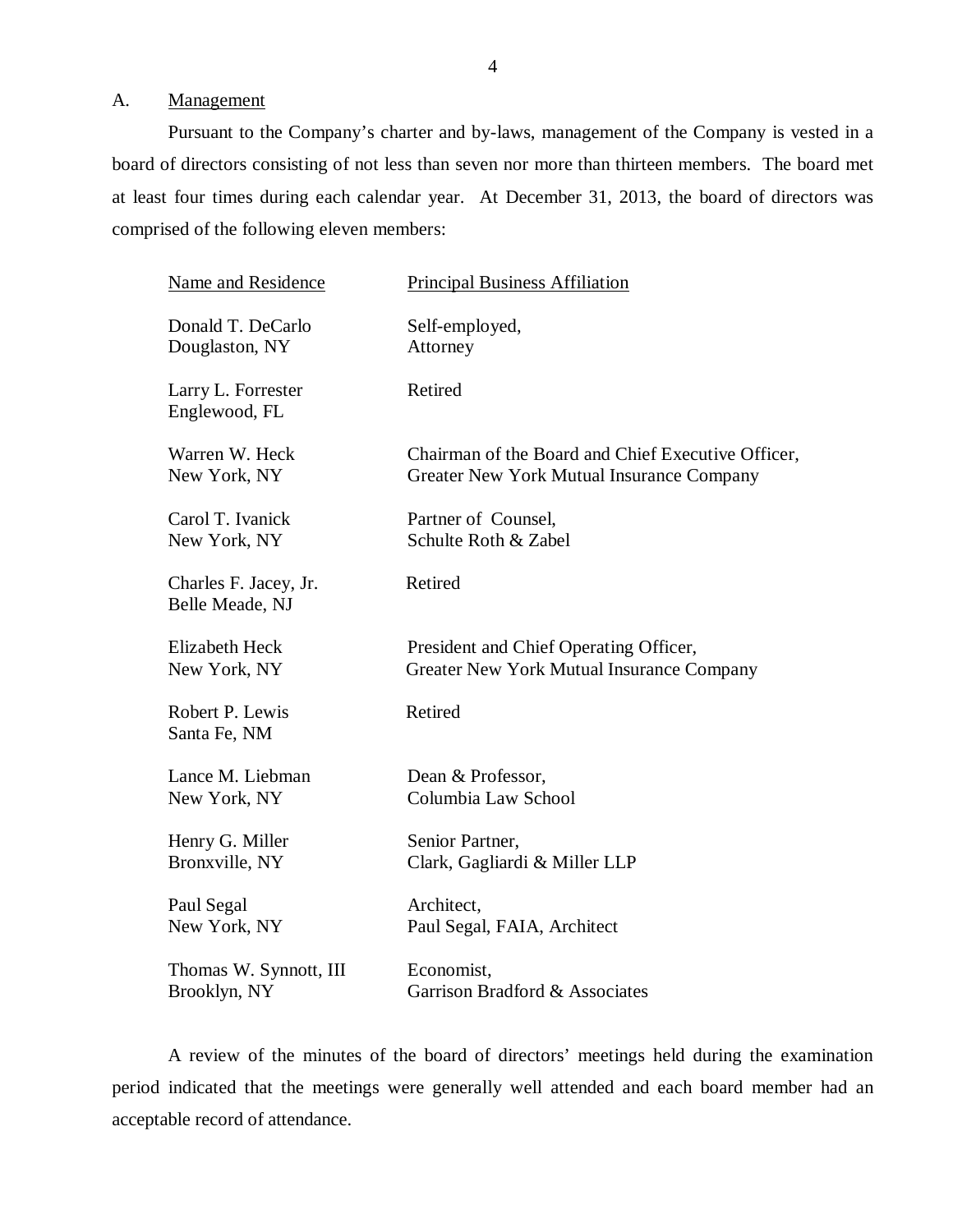## A. Management

Pursuant to the Company's charter and by-laws, management of the Company is vested in a board of directors consisting of not less than seven nor more than thirteen members. The board met at least four times during each calendar year. At December 31, 2013, the board of directors was comprised of the following eleven members:

| Name and Residence | Principal Business Affiliation |
|---|---|
| Donald T. DeCarlo<br>Douglaston, NY | Self-employed,<br>Attorney |
| Larry L. Forrester<br>Englewood, FL | Retired |
| Warren W. Heck<br>New York, NY | Chairman of the Board and Chief Executive Officer,<br>Greater New York Mutual Insurance Company |
| Carol T. Ivanick<br>New York, NY | Partner of Counsel,<br>Schulte Roth & Zabel |
| Charles F. Jacey, Jr.<br>Belle Meade, NJ | Retired |
| Elizabeth Heck<br>New York, NY | President and Chief Operating Officer,<br>Greater New York Mutual Insurance Company |
| Robert P. Lewis<br>Santa Fe, NM | Retired |
| Lance M. Liebman<br>New York, NY | Dean & Professor,<br>Columbia Law School |
| Henry G. Miller<br>Bronxville, NY | Senior Partner,<br>Clark, Gagliardi & Miller LLP |
| Paul Segal<br>New York, NY | Architect,<br>Paul Segal, FAIA, Architect |
| Thomas W. Synnott, III<br>Brooklyn, NY | Economist,<br>Garrison Bradford & Associates |

A review of the minutes of the board of directors' meetings held during the examination period indicated that the meetings were generally well attended and each board member had an acceptable record of attendance.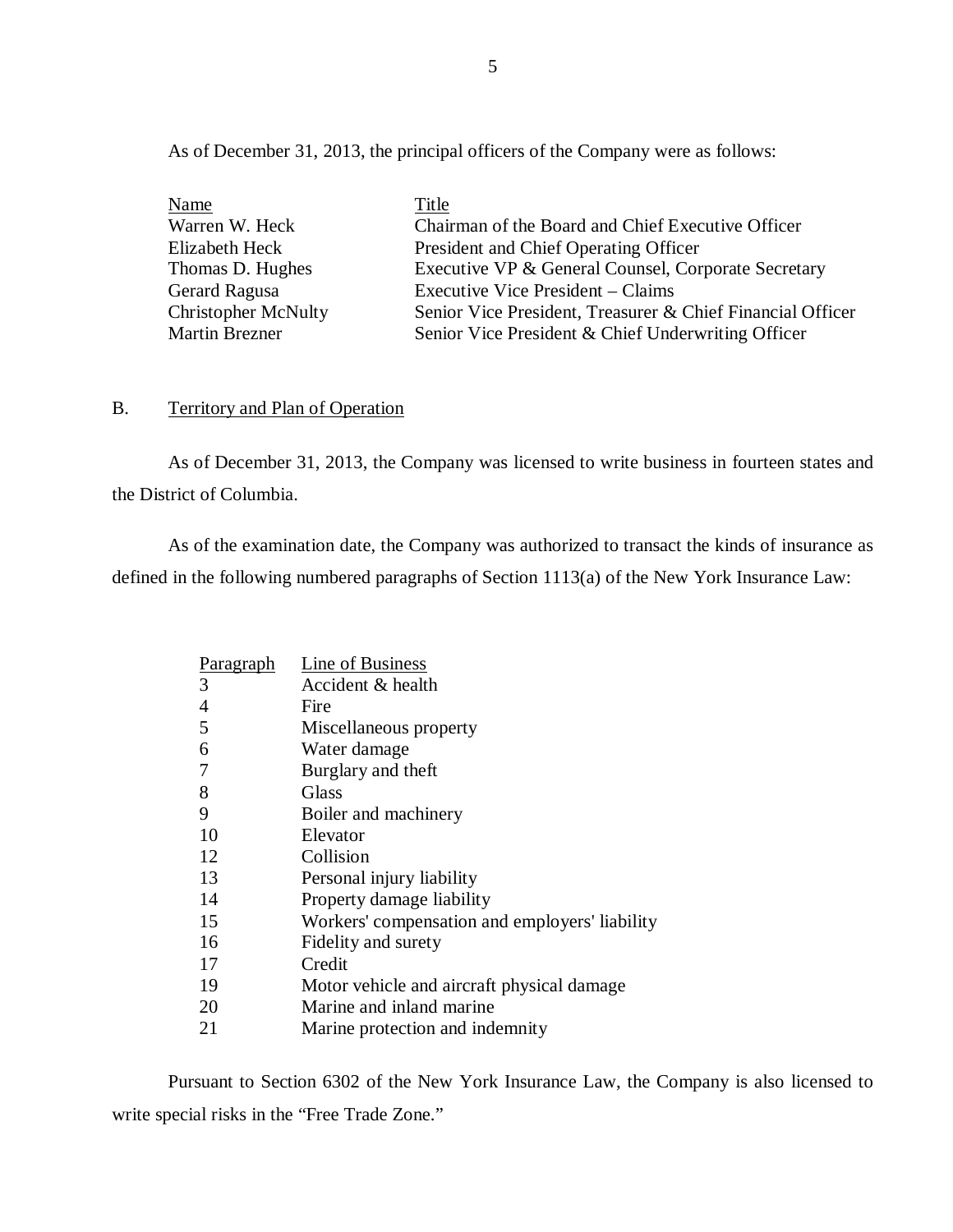As of December 31, 2013, the principal officers of the Company were as follows:

| Name | Title |
|---|---|
| Warren W. Heck | Chairman of the Board and Chief Executive Officer |
| Elizabeth Heck | President and Chief Operating Officer |
| Thomas D. Hughes | Executive VP & General Counsel, Corporate Secretary |
| Gerard Ragusa | Executive Vice President – Claims |
| Christopher McNulty | Senior Vice President, Treasurer & Chief Financial Officer |
| Martin Brezner | Senior Vice President & Chief Underwriting Officer |

## B. Territory and Plan of Operation

As of December 31, 2013, the Company was licensed to write business in fourteen states and the District of Columbia.

As of the examination date, the Company was authorized to transact the kinds of insurance as defined in the following numbered paragraphs of Section 1113(a) of the New York Insurance Law:

| Paragraph | Line of Business |
|---|---|
| 3 | Accident & health |
| 4 | Fire |
| 5 | Miscellaneous property |
| 6 | Water damage |
| 7 | Burglary and theft |
| 8 | Glass |
| 9 | Boiler and machinery |
| 10 | Elevator |
| 12 | Collision |
| 13 | Personal injury liability |
| 14 | Property damage liability |
| 15 | Workers' compensation and employers' liability |
| 16 | Fidelity and surety |
| 17 | Credit |
| 19 | Motor vehicle and aircraft physical damage |
| 20 | Marine and inland marine |
| 21 | Marine protection and indemnity |

Pursuant to Section 6302 of the New York Insurance Law, the Company is also licensed to write special risks in the "Free Trade Zone."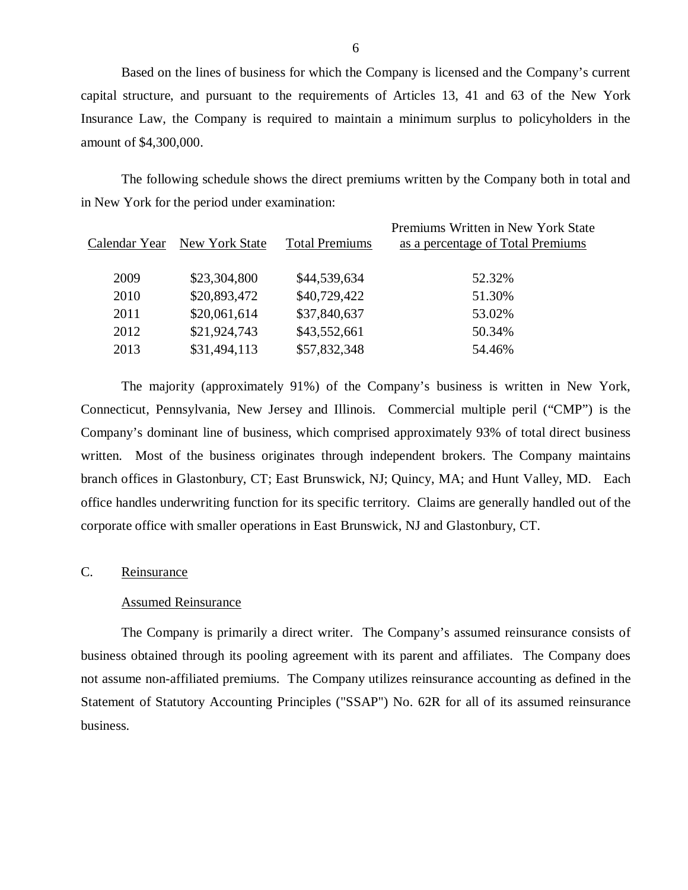Based on the lines of business for which the Company is licensed and the Company's current capital structure, and pursuant to the requirements of Articles 13, 41 and 63 of the New York Insurance Law, the Company is required to maintain a minimum surplus to policyholders in the amount of $4,300,000.

The following schedule shows the direct premiums written by the Company both in total and in New York for the period under examination:

| Calendar Year | New York State | Total Premiums | Premiums Written in New York State as a percentage of Total Premiums |
|---|---|---|---|
| 2009 | $23,304,800 | $44,539,634 | 52.32% |
| 2010 | $20,893,472 | $40,729,422 | 51.30% |
| 2011 | $20,061,614 | $37,840,637 | 53.02% |
| 2012 | $21,924,743 | $43,552,661 | 50.34% |
| 2013 | $31,494,113 | $57,832,348 | 54.46% |

The majority (approximately 91%) of the Company's business is written in New York, Connecticut, Pennsylvania, New Jersey and Illinois. Commercial multiple peril ("CMP") is the Company's dominant line of business, which comprised approximately 93% of total direct business written. Most of the business originates through independent brokers. The Company maintains branch offices in Glastonbury, CT; East Brunswick, NJ; Quincy, MA; and Hunt Valley, MD. Each office handles underwriting function for its specific territory. Claims are generally handled out of the corporate office with smaller operations in East Brunswick, NJ and Glastonbury, CT.

## C. Reinsurance

### Assumed Reinsurance

The Company is primarily a direct writer. The Company's assumed reinsurance consists of business obtained through its pooling agreement with its parent and affiliates. The Company does not assume non-affiliated premiums. The Company utilizes reinsurance accounting as defined in the Statement of Statutory Accounting Principles ("SSAP") No. 62R for all of its assumed reinsurance business.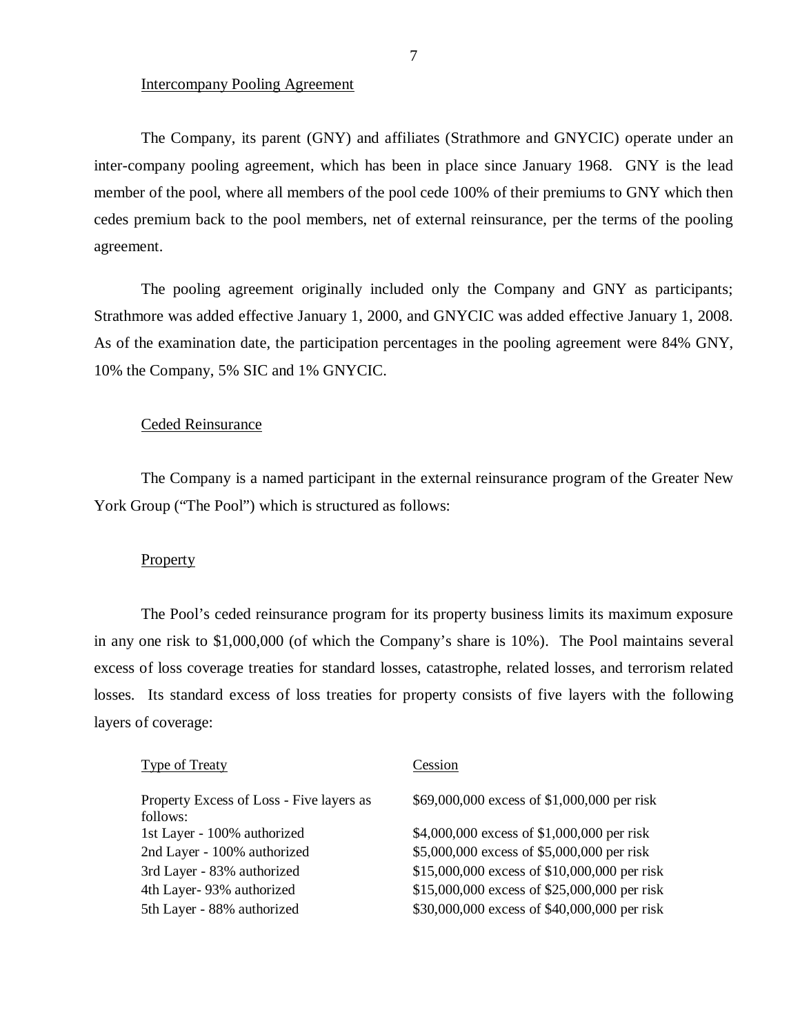Intercompany Pooling Agreement

The Company, its parent (GNY) and affiliates (Strathmore and GNYCIC) operate under an inter-company pooling agreement, which has been in place since January 1968. GNY is the lead member of the pool, where all members of the pool cede 100% of their premiums to GNY which then cedes premium back to the pool members, net of external reinsurance, per the terms of the pooling agreement.

The pooling agreement originally included only the Company and GNY as participants; Strathmore was added effective January 1, 2000, and GNYCIC was added effective January 1, 2008. As of the examination date, the participation percentages in the pooling agreement were 84% GNY, 10% the Company, 5% SIC and 1% GNYCIC.

Ceded Reinsurance

The Company is a named participant in the external reinsurance program of the Greater New York Group ("The Pool") which is structured as follows:

Property

The Pool's ceded reinsurance program for its property business limits its maximum exposure in any one risk to $1,000,000 (of which the Company's share is 10%). The Pool maintains several excess of loss coverage treaties for standard losses, catastrophe, related losses, and terrorism related losses. Its standard excess of loss treaties for property consists of five layers with the following layers of coverage:

| Type of Treaty | Cession |
|---|---|
| Property Excess of Loss - Five layers as follows: | $69,000,000 excess of $1,000,000 per risk |
| 1st Layer - 100% authorized | $4,000,000 excess of $1,000,000 per risk |
| 2nd Layer - 100% authorized | $5,000,000 excess of $5,000,000 per risk |
| 3rd Layer - 83% authorized | $15,000,000 excess of $10,000,000 per risk |
| 4th Layer- 93% authorized | $15,000,000 excess of $25,000,000 per risk |
| 5th Layer - 88% authorized | $30,000,000 excess of $40,000,000 per risk |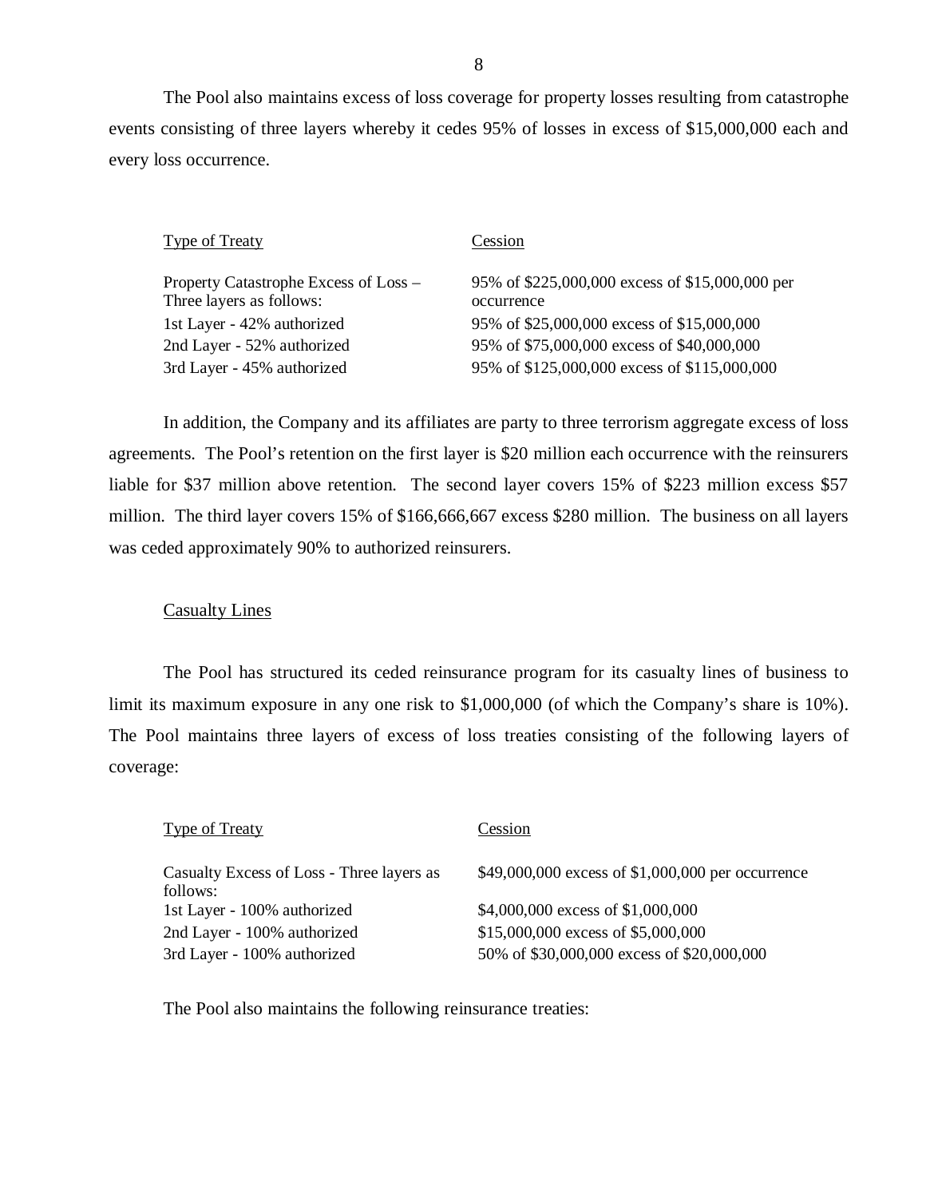The Pool also maintains excess of loss coverage for property losses resulting from catastrophe events consisting of three layers whereby it cedes 95% of losses in excess of $15,000,000 each and every loss occurrence.

| Type of Treaty | Cession |
|---|---|
| Property Catastrophe Excess of Loss – Three layers as follows: | 95% of $225,000,000 excess of $15,000,000 per occurrence |
| 1st Layer - 42% authorized | 95% of $25,000,000 excess of $15,000,000 |
| 2nd Layer - 52% authorized | 95% of $75,000,000 excess of $40,000,000 |
| 3rd Layer - 45% authorized | 95% of $125,000,000 excess of $115,000,000 |

In addition, the Company and its affiliates are party to three terrorism aggregate excess of loss agreements. The Pool's retention on the first layer is $20 million each occurrence with the reinsurers liable for $37 million above retention. The second layer covers 15% of $223 million excess $57 million. The third layer covers 15% of $166,666,667 excess $280 million. The business on all layers was ceded approximately 90% to authorized reinsurers.

Casualty Lines

The Pool has structured its ceded reinsurance program for its casualty lines of business to limit its maximum exposure in any one risk to $1,000,000 (of which the Company's share is 10%). The Pool maintains three layers of excess of loss treaties consisting of the following layers of coverage:

| Type of Treaty | Cession |
|---|---|
| Casualty Excess of Loss - Three layers as follows: | $49,000,000 excess of $1,000,000 per occurrence |
| 1st Layer - 100% authorized | $4,000,000 excess of $1,000,000 |
| 2nd Layer - 100% authorized | $15,000,000 excess of $5,000,000 |
| 3rd Layer - 100% authorized | 50% of $30,000,000 excess of $20,000,000 |

The Pool also maintains the following reinsurance treaties: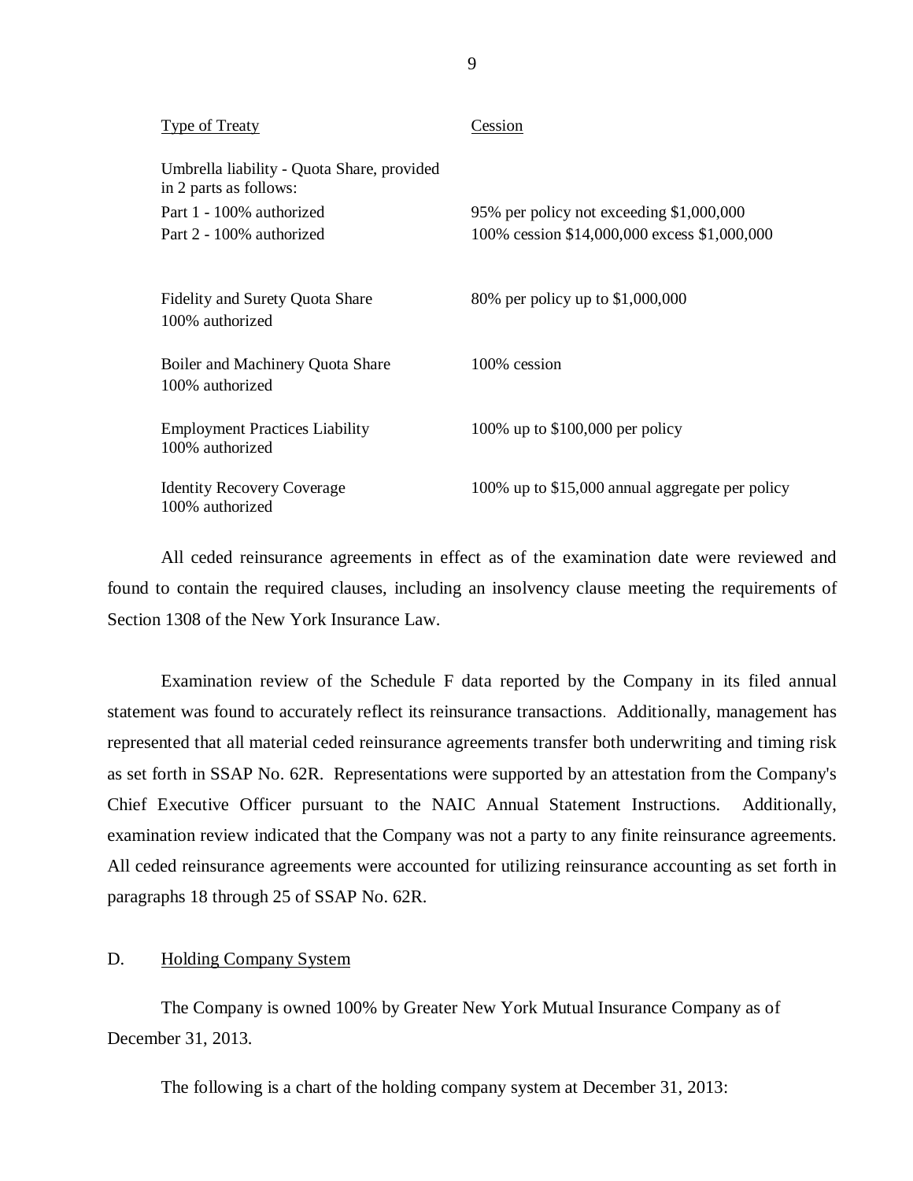| Type of Treaty | Cession |
|---|---|
| Umbrella liability - Quota Share, provided in 2 parts as follows: | |
| Part 1 - 100% authorized | 95% per policy not exceeding $1,000,000 |
| Part 2 - 100% authorized | 100% cession $14,000,000 excess $1,000,000 |
| Fidelity and Surety Quota Share 100% authorized | 80% per policy up to $1,000,000 |
| Boiler and Machinery Quota Share 100% authorized | 100% cession |
| Employment Practices Liability 100% authorized | 100% up to $100,000 per policy |
| Identity Recovery Coverage 100% authorized | 100% up to $15,000 annual aggregate per policy |

All ceded reinsurance agreements in effect as of the examination date were reviewed and found to contain the required clauses, including an insolvency clause meeting the requirements of Section 1308 of the New York Insurance Law.

Examination review of the Schedule F data reported by the Company in its filed annual statement was found to accurately reflect its reinsurance transactions. Additionally, management has represented that all material ceded reinsurance agreements transfer both underwriting and timing risk as set forth in SSAP No. 62R. Representations were supported by an attestation from the Company's Chief Executive Officer pursuant to the NAIC Annual Statement Instructions. Additionally, examination review indicated that the Company was not a party to any finite reinsurance agreements. All ceded reinsurance agreements were accounted for utilizing reinsurance accounting as set forth in paragraphs 18 through 25 of SSAP No. 62R.

## D. Holding Company System

The Company is owned 100% by Greater New York Mutual Insurance Company as of December 31, 2013.

The following is a chart of the holding company system at December 31, 2013: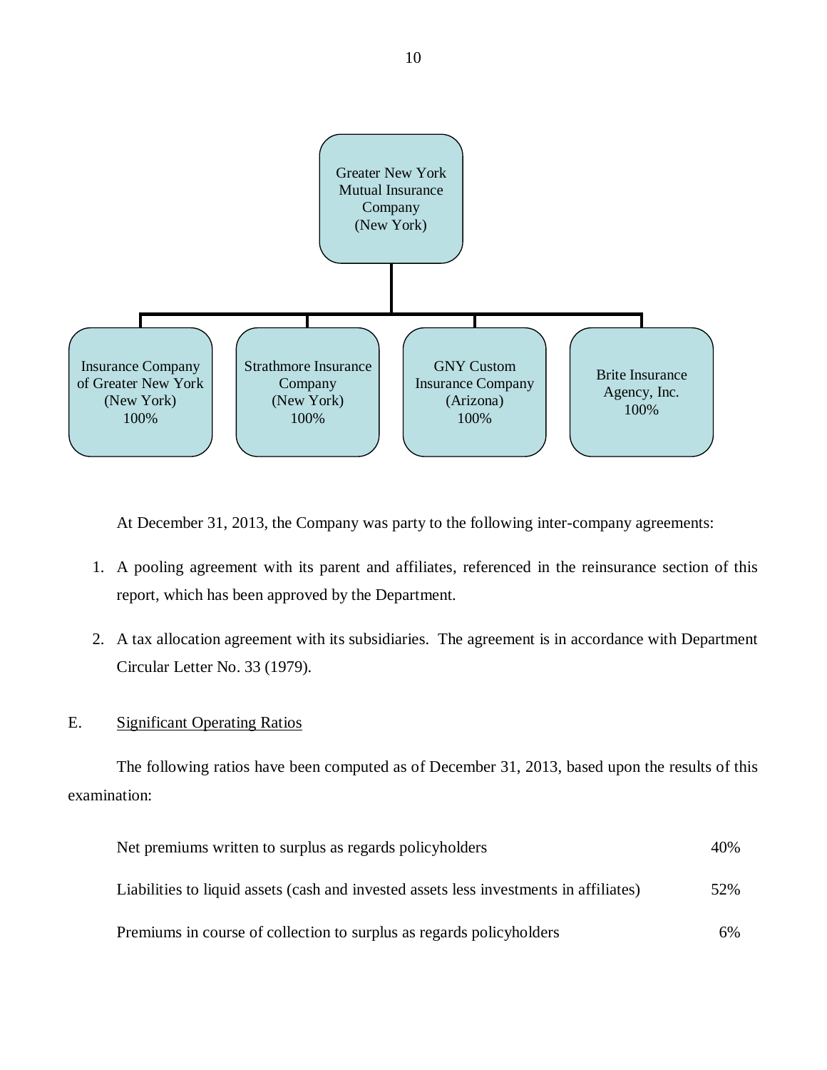Greater New York Mutual Insurance Company (New York)

- Insurance Company of Greater New York (New York) 100%
- Strathmore Insurance Company (New York) 100%
- GNY Custom Insurance Company (Arizona) 100%
- Brite Insurance Agency, Inc. 100%

At December 31, 2013, the Company was party to the following inter-company agreements:

1. A pooling agreement with its parent and affiliates, referenced in the reinsurance section of this report, which has been approved by the Department.
2. A tax allocation agreement with its subsidiaries. The agreement is in accordance with Department Circular Letter No. 33 (1979).

E. Significant Operating Ratios

The following ratios have been computed as of December 31, 2013, based upon the results of this examination:

| | |
|---|---|
| Net premiums written to surplus as regards policyholders | 40% |
| Liabilities to liquid assets (cash and invested assets less investments in affiliates) | 52% |
| Premiums in course of collection to surplus as regards policyholders | 6% |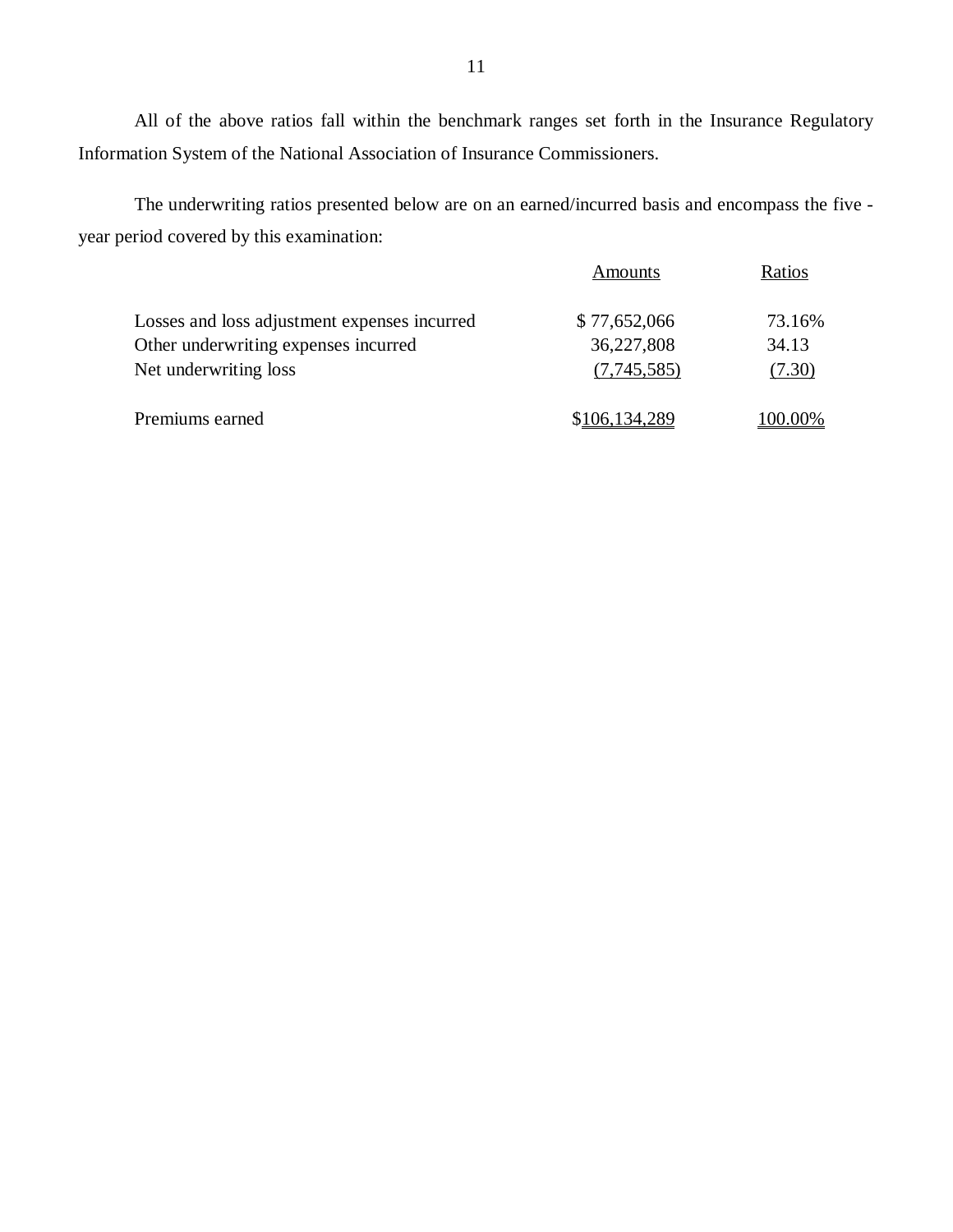All of the above ratios fall within the benchmark ranges set forth in the Insurance Regulatory Information System of the National Association of Insurance Commissioners.

The underwriting ratios presented below are on an earned/incurred basis and encompass the five - year period covered by this examination:

| | Amounts | Ratios |
|---|---|---|
| Losses and loss adjustment expenses incurred | $ 77,652,066 | 73.16% |
| Other underwriting expenses incurred | 36,227,808 | 34.13 |
| Net underwriting loss | (7,745,585) | (7.30) |
| Premiums earned | $106,134,289 | 100.00% |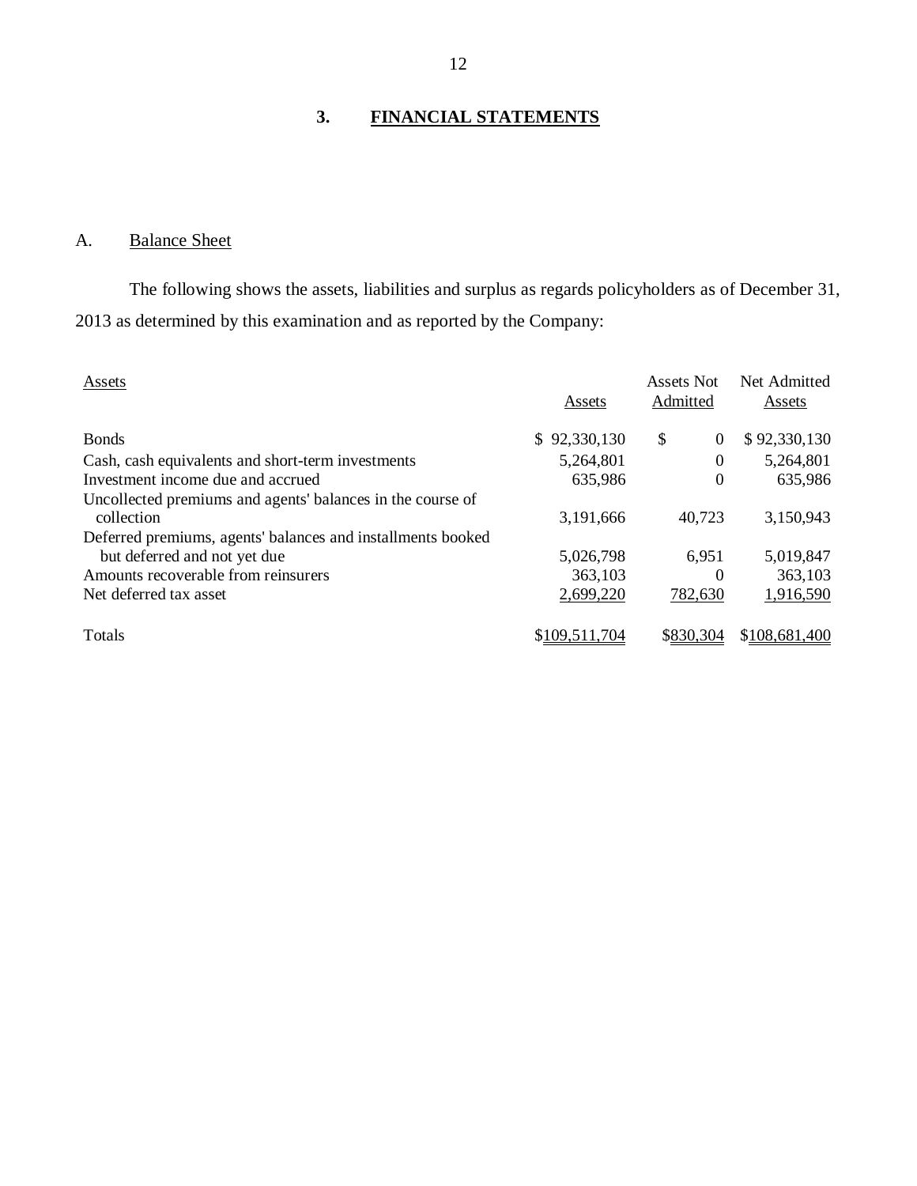## 3. FINANCIAL STATEMENTS

### A. Balance Sheet

The following shows the assets, liabilities and surplus as regards policyholders as of December 31, 2013 as determined by this examination and as reported by the Company:

| Assets | Assets | Assets Not Admitted | Net Admitted Assets |
|---|---|---|---|
| Bonds | $ 92,330,130 | $ 0 | $ 92,330,130 |
| Cash, cash equivalents and short-term investments | 5,264,801 | 0 | 5,264,801 |
| Investment income due and accrued | 635,986 | 0 | 635,986 |
| Uncollected premiums and agents' balances in the course of collection | 3,191,666 | 40,723 | 3,150,943 |
| Deferred premiums, agents' balances and installments booked but deferred and not yet due | 5,026,798 | 6,951 | 5,019,847 |
| Amounts recoverable from reinsurers | 363,103 | 0 | 363,103 |
| Net deferred tax asset | 2,699,220 | 782,630 | 1,916,590 |
| Totals | $109,511,704 | $830,304 | $108,681,400 |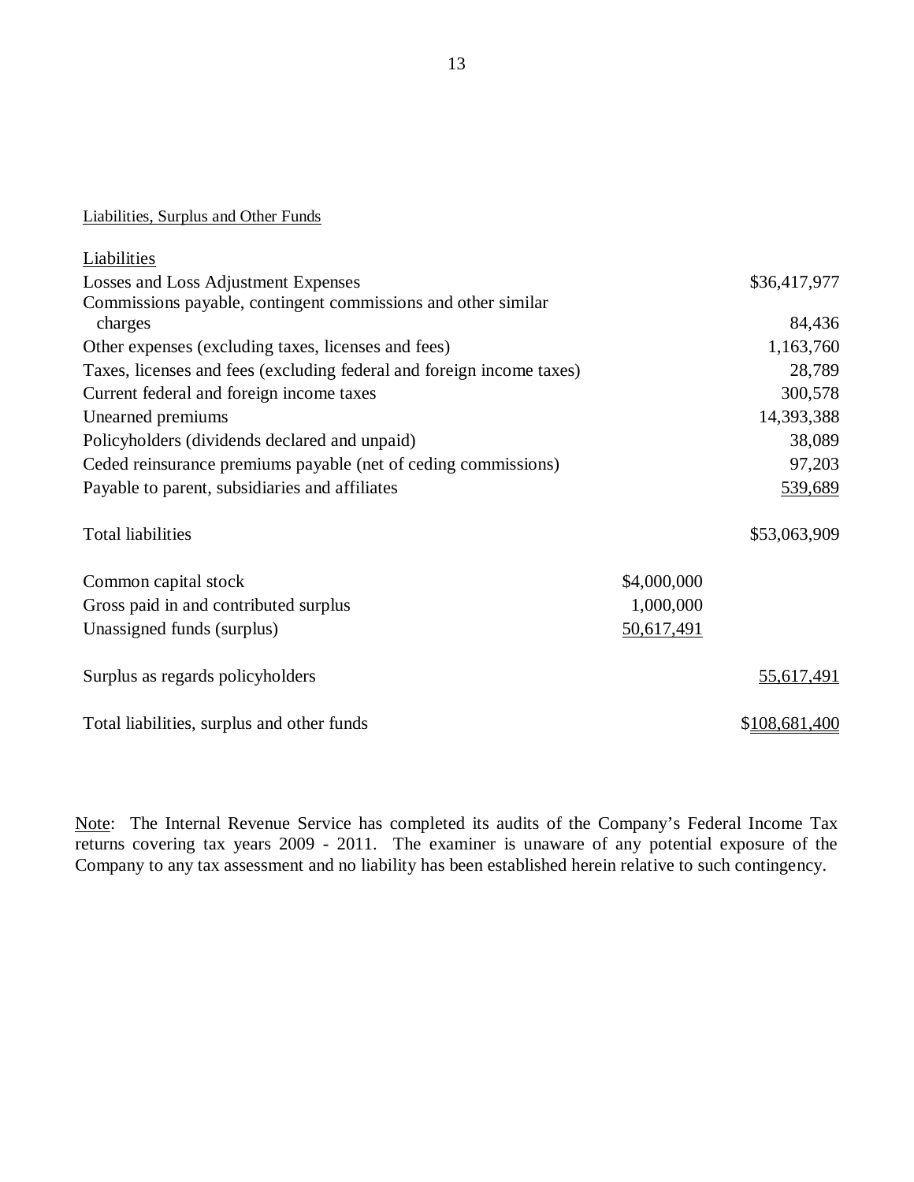Liabilities, Surplus and Other Funds

| Liabilities | | |
|---|---|---|
| Losses and Loss Adjustment Expenses | | $36,417,977 |
| Commissions payable, contingent commissions and other similar charges | | 84,436 |
| Other expenses (excluding taxes, licenses and fees) | | 1,163,760 |
| Taxes, licenses and fees (excluding federal and foreign income taxes) | | 28,789 |
| Current federal and foreign income taxes | | 300,578 |
| Unearned premiums | | 14,393,388 |
| Policyholders (dividends declared and unpaid) | | 38,089 |
| Ceded reinsurance premiums payable (net of ceding commissions) | | 97,203 |
| Payable to parent, subsidiaries and affiliates | | 539,689 |
| Total liabilities | | $53,063,909 |
| Common capital stock | $4,000,000 | |
| Gross paid in and contributed surplus | 1,000,000 | |
| Unassigned funds (surplus) | 50,617,491 | |
| Surplus as regards policyholders | | 55,617,491 |
| Total liabilities, surplus and other funds | | $108,681,400 |

Note: The Internal Revenue Service has completed its audits of the Company's Federal Income Tax returns covering tax years 2009 - 2011. The examiner is unaware of any potential exposure of the Company to any tax assessment and no liability has been established herein relative to such contingency.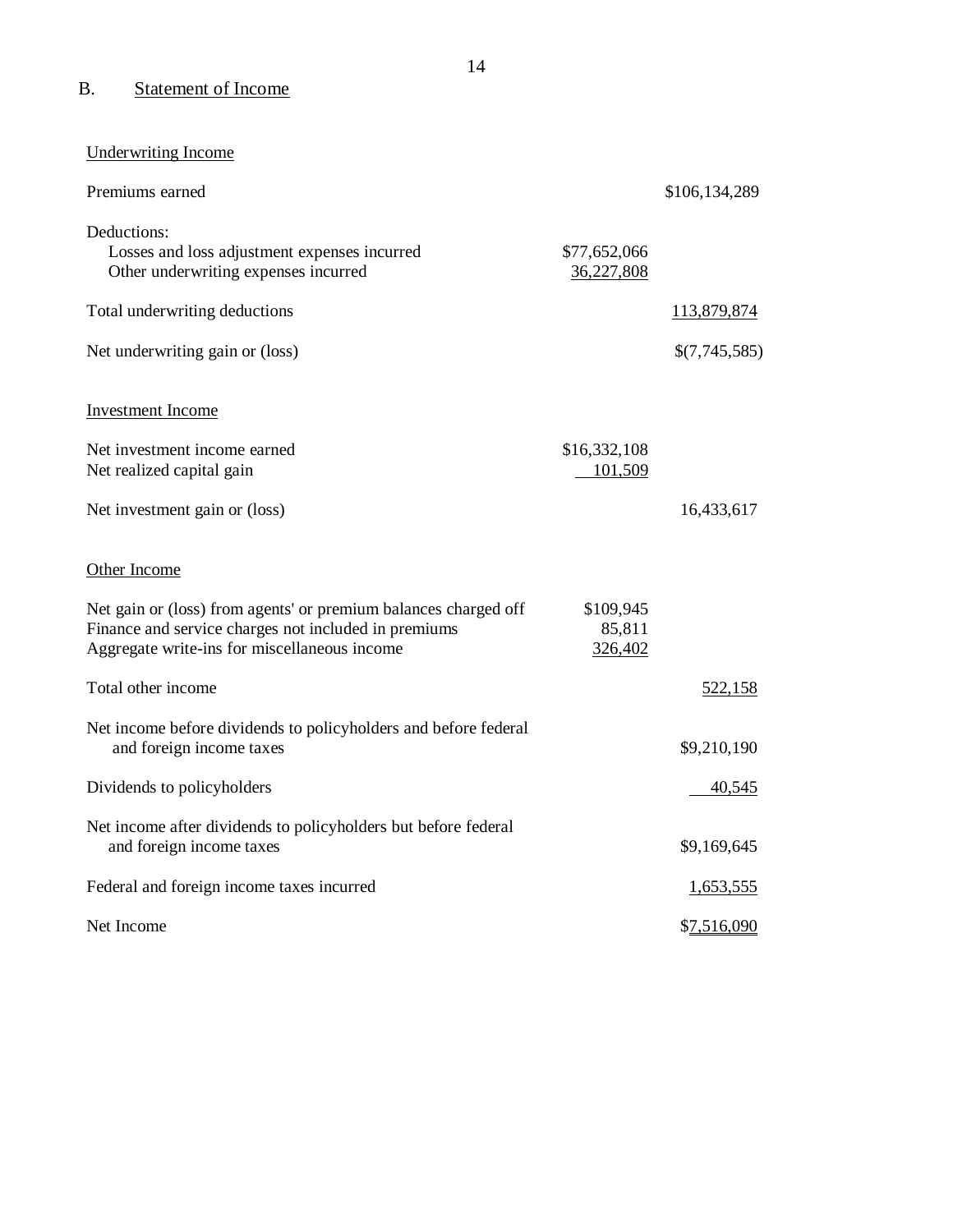## B. Statement of Income

| | | |
|---|---|---|
| Underwriting Income | | |
| Premiums earned | | $106,134,289 |
| Deductions: | | |
| Losses and loss adjustment expenses incurred | $77,652,066 | |
| Other underwriting expenses incurred | 36,227,808 | |
| Total underwriting deductions | | 113,879,874 |
| Net underwriting gain or (loss) | | $(7,745,585) |
| Investment Income | | |
| Net investment income earned | $16,332,108 | |
| Net realized capital gain | 101,509 | |
| Net investment gain or (loss) | | 16,433,617 |
| Other Income | | |
| Net gain or (loss) from agents' or premium balances charged off | $109,945 | |
| Finance and service charges not included in premiums | 85,811 | |
| Aggregate write-ins for miscellaneous income | 326,402 | |
| Total other income | | 522,158 |
| Net income before dividends to policyholders and before federal and foreign income taxes | | $9,210,190 |
| Dividends to policyholders | | 40,545 |
| Net income after dividends to policyholders but before federal and foreign income taxes | | $9,169,645 |
| Federal and foreign income taxes incurred | | 1,653,555 |
| Net Income | | $7,516,090 |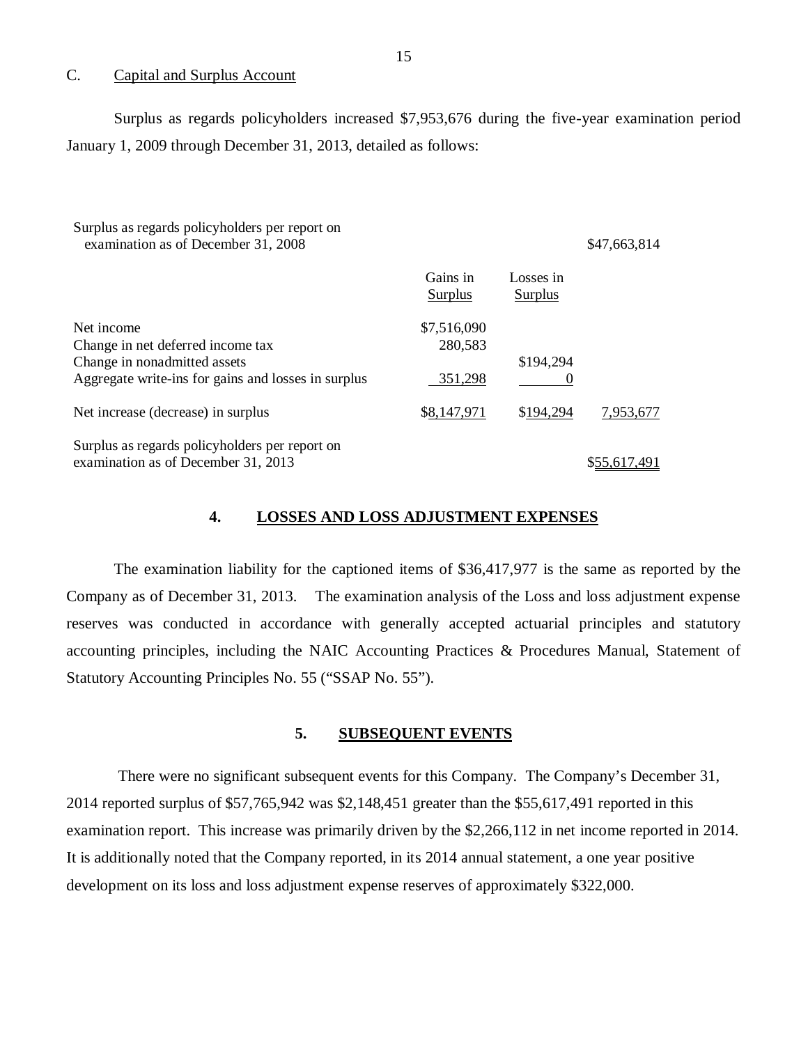### C. Capital and Surplus Account

Surplus as regards policyholders increased $7,953,676 during the five-year examination period January 1, 2009 through December 31, 2013, detailed as follows:

| | Gains in Surplus | Losses in Surplus | |
|---|---|---|---|
| Surplus as regards policyholders per report on examination as of December 31, 2008 | | | $47,663,814 |
| Net income | $7,516,090 | | |
| Change in net deferred income tax | 280,583 | | |
| Change in nonadmitted assets | | $194,294 | |
| Aggregate write-ins for gains and losses in surplus | 351,298 | 0 | |
| Net increase (decrease) in surplus | $8,147,971 | $194,294 | 7,953,677 |
| Surplus as regards policyholders per report on examination as of December 31, 2013 | | | $55,617,491 |

## 4. LOSSES AND LOSS ADJUSTMENT EXPENSES

The examination liability for the captioned items of $36,417,977 is the same as reported by the Company as of December 31, 2013. The examination analysis of the Loss and loss adjustment expense reserves was conducted in accordance with generally accepted actuarial principles and statutory accounting principles, including the NAIC Accounting Practices & Procedures Manual, Statement of Statutory Accounting Principles No. 55 ("SSAP No. 55").

## 5. SUBSEQUENT EVENTS

There were no significant subsequent events for this Company. The Company's December 31, 2014 reported surplus of $57,765,942 was $2,148,451 greater than the $55,617,491 reported in this examination report. This increase was primarily driven by the $2,266,112 in net income reported in 2014. It is additionally noted that the Company reported, in its 2014 annual statement, a one year positive development on its loss and loss adjustment expense reserves of approximately $322,000.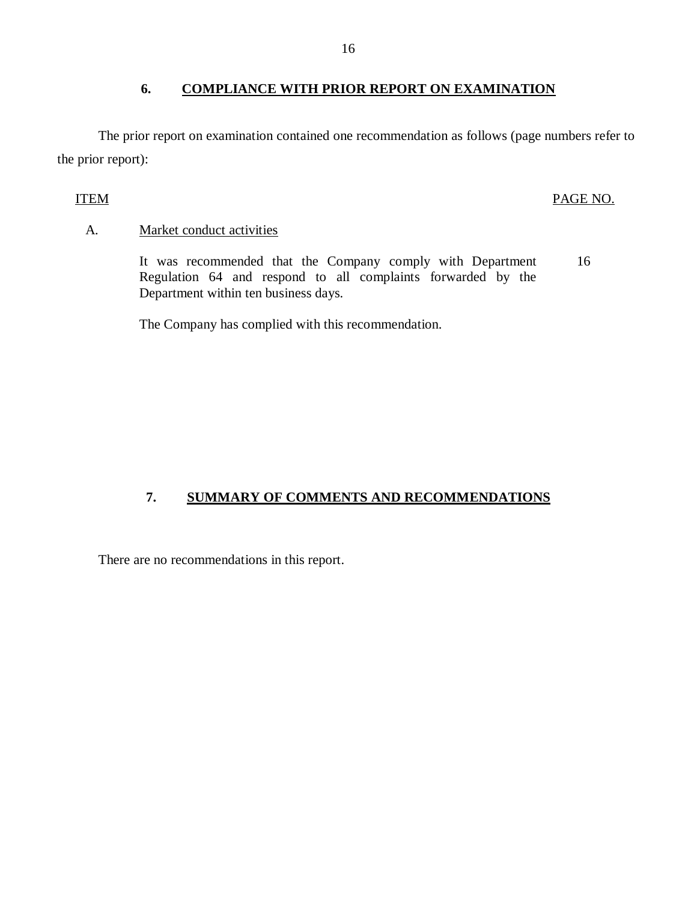## 6. COMPLIANCE WITH PRIOR REPORT ON EXAMINATION

The prior report on examination contained one recommendation as follows (page numbers refer to the prior report):

| ITEM | | PAGE NO. |
|---|---|---|
| A. | Market conduct activities | |
| | It was recommended that the Company comply with Department Regulation 64 and respond to all complaints forwarded by the Department within ten business days. | 16 |
| | The Company has complied with this recommendation. | |

## 7. SUMMARY OF COMMENTS AND RECOMMENDATIONS

There are no recommendations in this report.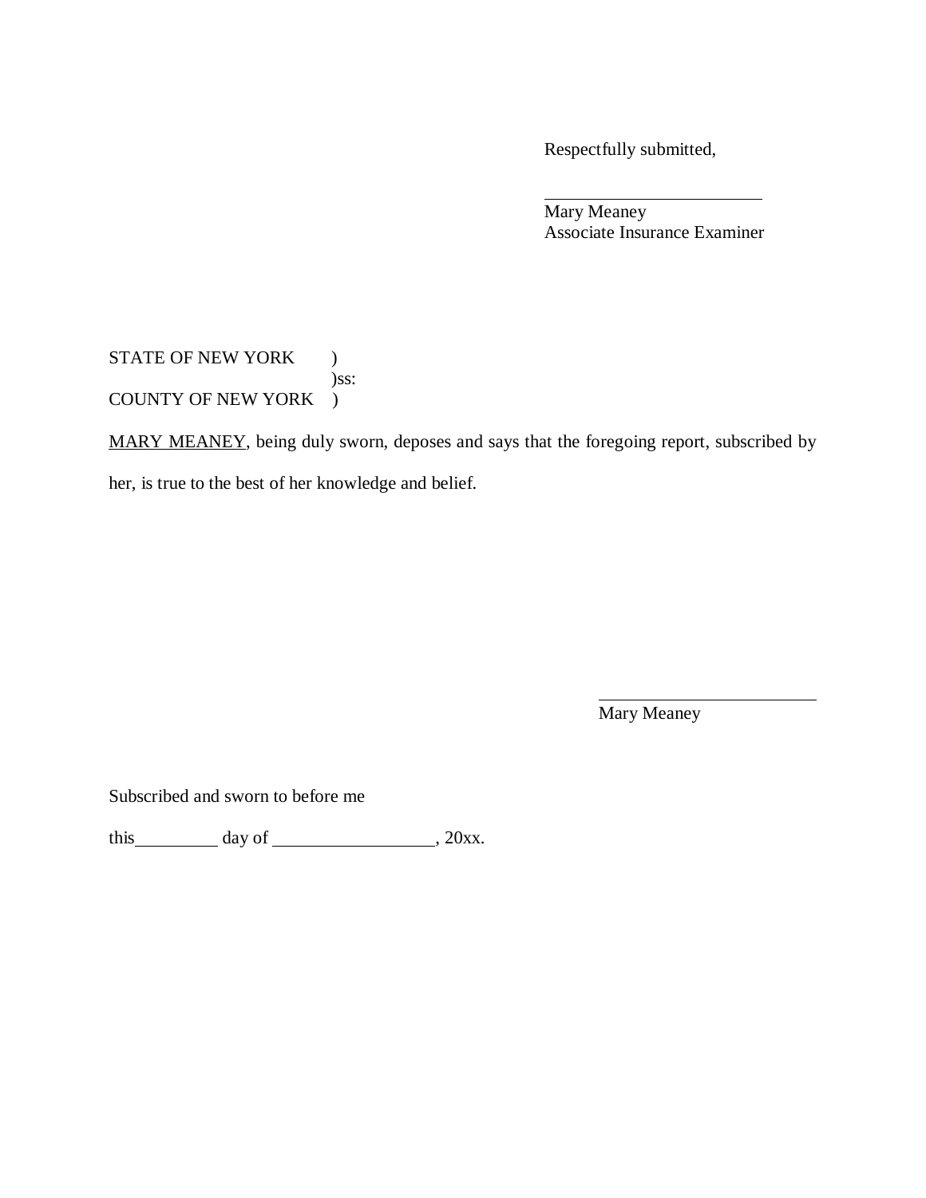Respectfully submitted,

\_\_\_\_\_\_\_\_\_\_\_\_\_\_\_\_\_\_\_\_\_\_\_\_

Mary Meaney
Associate Insurance Examiner

STATE OF NEW YORK )
)ss:
COUNTY OF NEW YORK )

<u>MARY MEANEY</u>, being duly sworn, deposes and says that the foregoing report, subscribed by her, is true to the best of her knowledge and belief.

\_\_\_\_\_\_\_\_\_\_\_\_\_\_\_\_\_\_\_\_\_\_\_\_

Mary Meaney

Subscribed and sworn to before me

this\_\_\_\_\_\_\_\_\_ day of \_\_\_\_\_\_\_\_\_\_\_\_\_\_\_\_\_, 20xx.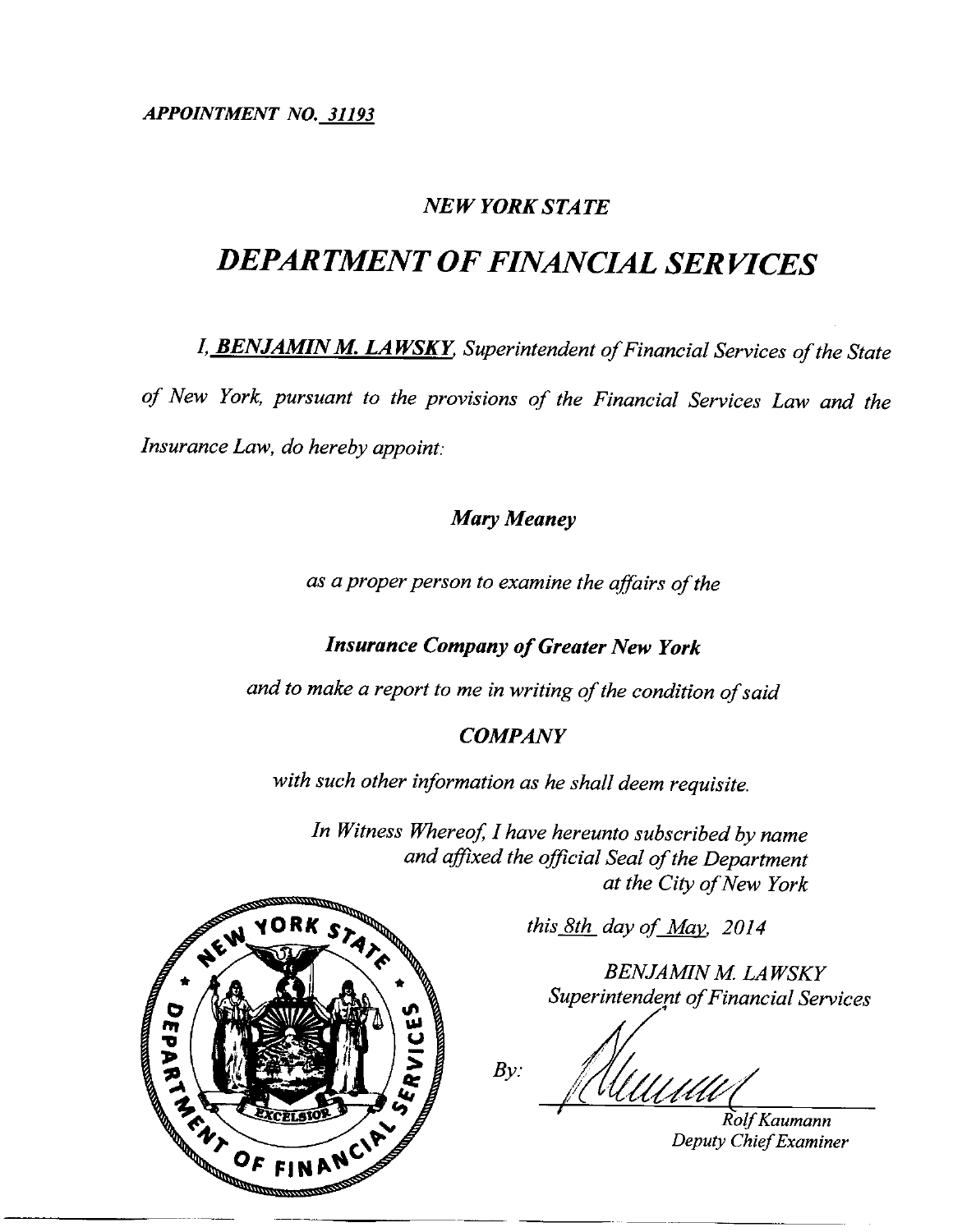*APPOINTMENT NO. 31193*

## *NEW YORK STATE*

# *DEPARTMENT OF FINANCIAL SERVICES*

*I, **BENJAMIN M. LAWSKY**, Superintendent of Financial Services of the State of New York, pursuant to the provisions of the Financial Services Law and the Insurance Law, do hereby appoint:*

***Mary Meaney***

*as a proper person to examine the affairs of the*

***Insurance Company of Greater New York***

*and to make a report to me in writing of the condition of said*

***COMPANY***

*with such other information as he shall deem requisite.*

*In Witness Whereof, I have hereunto subscribed by name and affixed the official Seal of the Department at the City of New York*

*this 8th day of May, 2014*

*BENJAMIN M. LAWSKY*
*Superintendent of Financial Services*

*By:*

*Rolf Kaumann*
*Deputy Chief Examiner*